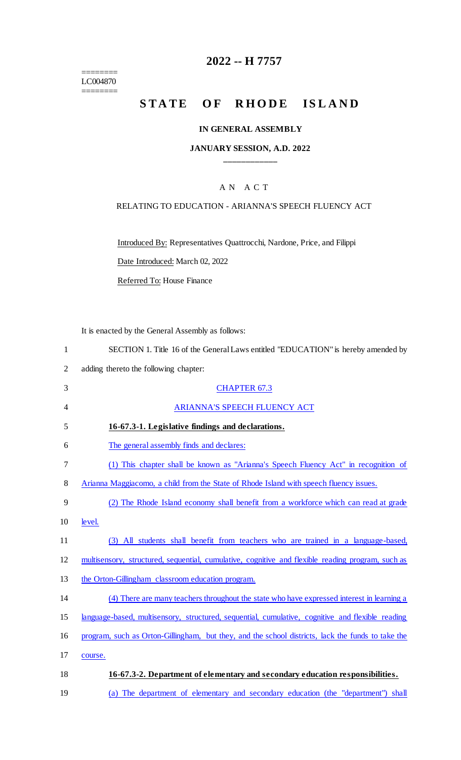========
LC004870
========

# 2022 -- H 7757

# STATE OF RHODE ISLAND

### IN GENERAL ASSEMBLY

### JANUARY SESSION, A.D. 2022

A N A C T

RELATING TO EDUCATION - ARIANNA'S SPEECH FLUENCY ACT

Introduced By: Representatives Quattrocchi, Nardone, Price, and Filippi

Date Introduced: March 02, 2022

Referred To: House Finance

It is enacted by the General Assembly as follows:

1 SECTION 1. Title 16 of the General Laws entitled "EDUCATION" is hereby amended by
2 adding thereto the following chapter:

3 CHAPTER 67.3

4 ARIANNA'S SPEECH FLUENCY ACT

5 **16-67.3-1. Legislative findings and declarations.**

6 The general assembly finds and declares:

7 (1) This chapter shall be known as "Arianna's Speech Fluency Act" in recognition of
8 Arianna Maggiacomo, a child from the State of Rhode Island with speech fluency issues.

9 (2) The Rhode Island economy shall benefit from a workforce which can read at grade
10 level.

11 (3) All students shall benefit from teachers who are trained in a language-based,
12 multisensory, structured, sequential, cumulative, cognitive and flexible reading program, such as
13 the Orton-Gillingham classroom education program.

14 (4) There are many teachers throughout the state who have expressed interest in learning a
15 language-based, multisensory, structured, sequential, cumulative, cognitive and flexible reading
16 program, such as Orton-Gillingham, but they, and the school districts, lack the funds to take the
17 course.

18 **16-67.3-2. Department of elementary and secondary education responsibilities.**

19 (a) The department of elementary and secondary education (the "department") shall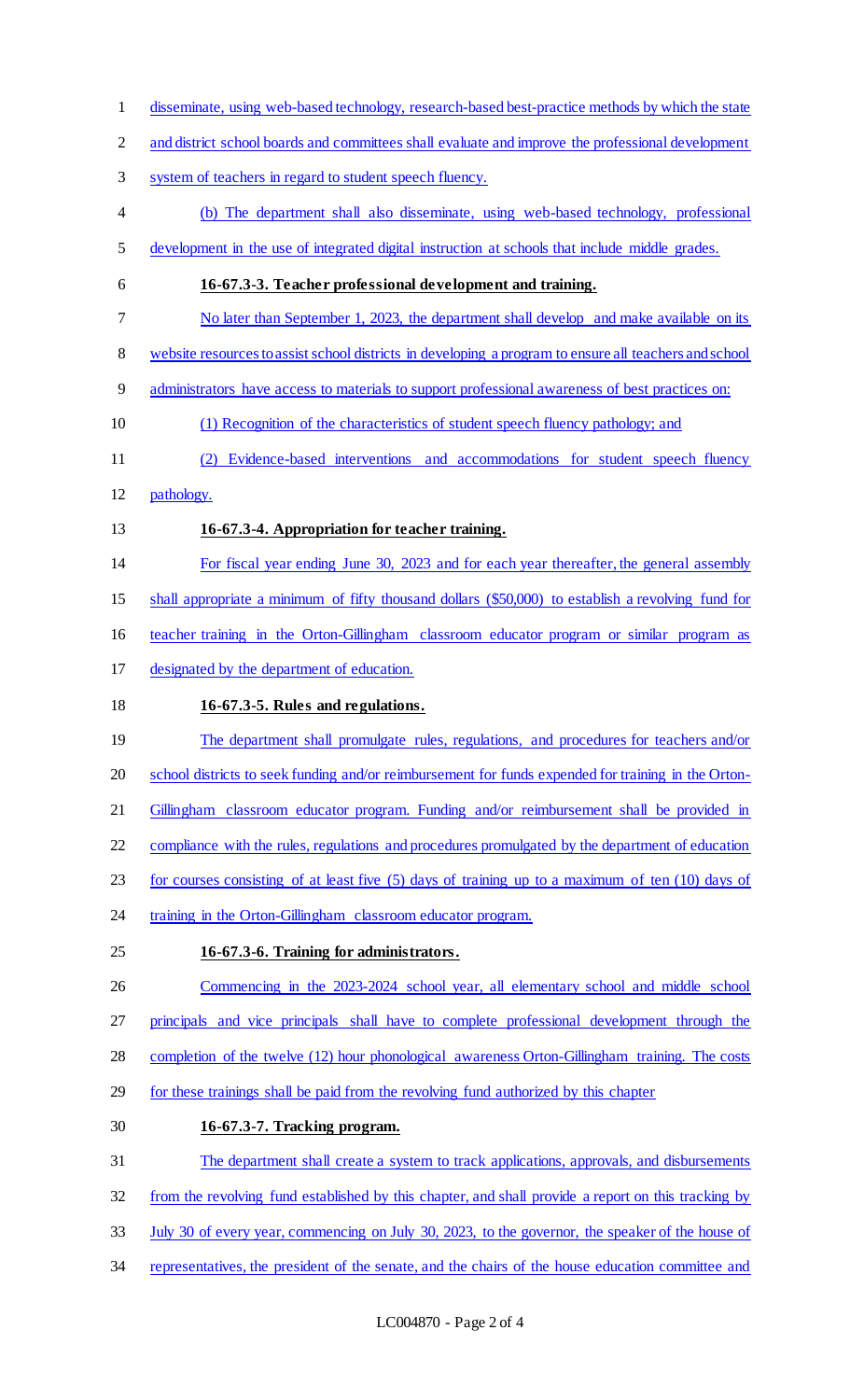disseminate, using web-based technology, research-based best-practice methods by which the state and district school boards and committees shall evaluate and improve the professional development system of teachers in regard to student speech fluency.

(b) The department shall also disseminate, using web-based technology, professional development in the use of integrated digital instruction at schools that include middle grades.

**16-67.3-3. Teacher professional development and training.**

No later than September 1, 2023, the department shall develop and make available on its website resources to assist school districts in developing a program to ensure all teachers and school administrators have access to materials to support professional awareness of best practices on:

(1) Recognition of the characteristics of student speech fluency pathology; and

(2) Evidence-based interventions and accommodations for student speech fluency pathology.

**16-67.3-4. Appropriation for teacher training.**

For fiscal year ending June 30, 2023 and for each year thereafter, the general assembly shall appropriate a minimum of fifty thousand dollars ($50,000) to establish a revolving fund for teacher training in the Orton-Gillingham classroom educator program or similar program as designated by the department of education.

**16-67.3-5. Rules and regulations.**

The department shall promulgate rules, regulations, and procedures for teachers and/or school districts to seek funding and/or reimbursement for funds expended for training in the Orton-Gillingham classroom educator program. Funding and/or reimbursement shall be provided in compliance with the rules, regulations and procedures promulgated by the department of education for courses consisting of at least five (5) days of training up to a maximum of ten (10) days of training in the Orton-Gillingham classroom educator program.

**16-67.3-6. Training for administrators.**

Commencing in the 2023-2024 school year, all elementary school and middle school principals and vice principals shall have to complete professional development through the completion of the twelve (12) hour phonological awareness Orton-Gillingham training. The costs for these trainings shall be paid from the revolving fund authorized by this chapter

**16-67.3-7. Tracking program.**

The department shall create a system to track applications, approvals, and disbursements from the revolving fund established by this chapter, and shall provide a report on this tracking by July 30 of every year, commencing on July 30, 2023, to the governor, the speaker of the house of representatives, the president of the senate, and the chairs of the house education committee and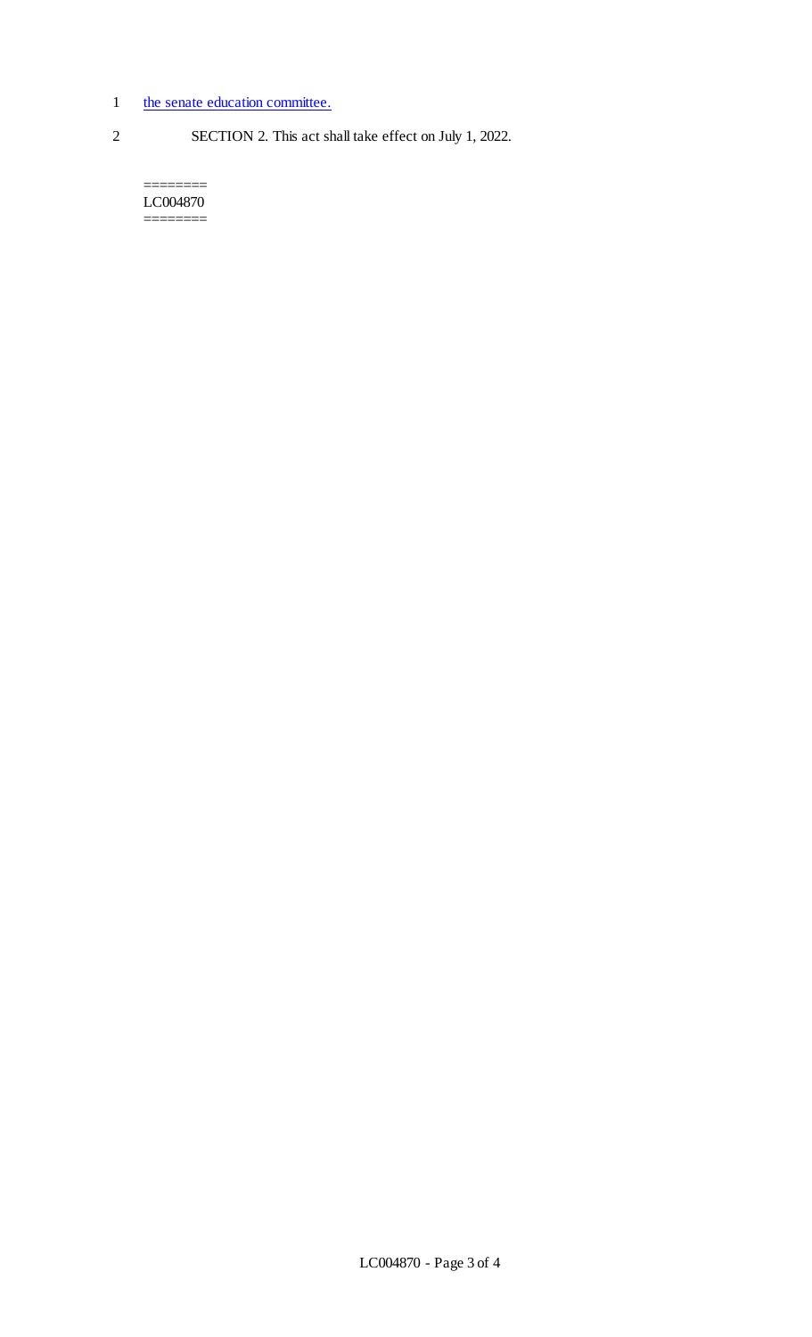1 the senate education committee.

2 SECTION 2. This act shall take effect on July 1, 2022.

========
LC004870
========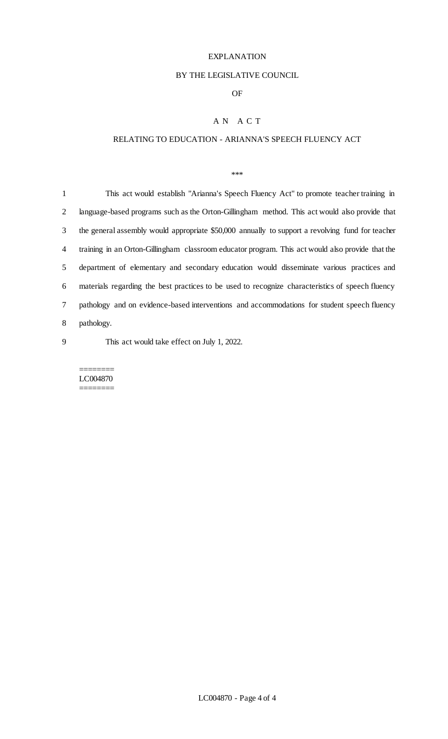EXPLANATION

BY THE LEGISLATIVE COUNCIL

OF

A N A C T

RELATING TO EDUCATION - ARIANNA'S SPEECH FLUENCY ACT

\*\*\*

This act would establish "Arianna's Speech Fluency Act" to promote teacher training in language-based programs such as the Orton-Gillingham method. This act would also provide that the general assembly would appropriate $50,000 annually to support a revolving fund for teacher training in an Orton-Gillingham classroom educator program. This act would also provide that the department of elementary and secondary education would disseminate various practices and materials regarding the best practices to be used to recognize characteristics of speech fluency pathology and on evidence-based interventions and accommodations for student speech fluency pathology.

This act would take effect on July 1, 2022.

========
LC004870
========